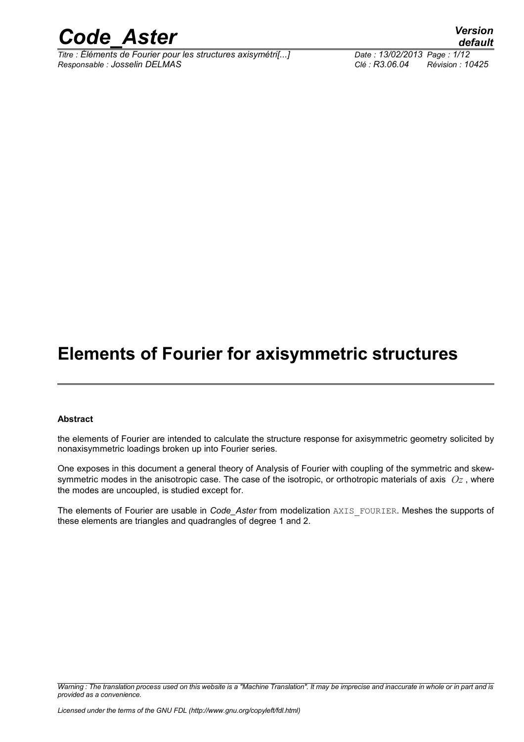# Elements of Fourier for axisymmetric structures

**Abstract**

the elements of Fourier are intended to calculate the structure response for axisymmetric geometry solicited by nonaxisymmetric loadings broken up into Fourier series.

One exposes in this document a general theory of Analysis of Fourier with coupling of the symmetric and skew-symmetric modes in the anisotropic case. The case of the isotropic, or orthotropic materials of axis $Oz$, where the modes are uncoupled, is studied except for.

The elements of Fourier are usable in *Code_Aster* from modelization AXIS_FOURIER. Meshes the supports of these elements are triangles and quadrangles of degree 1 and 2.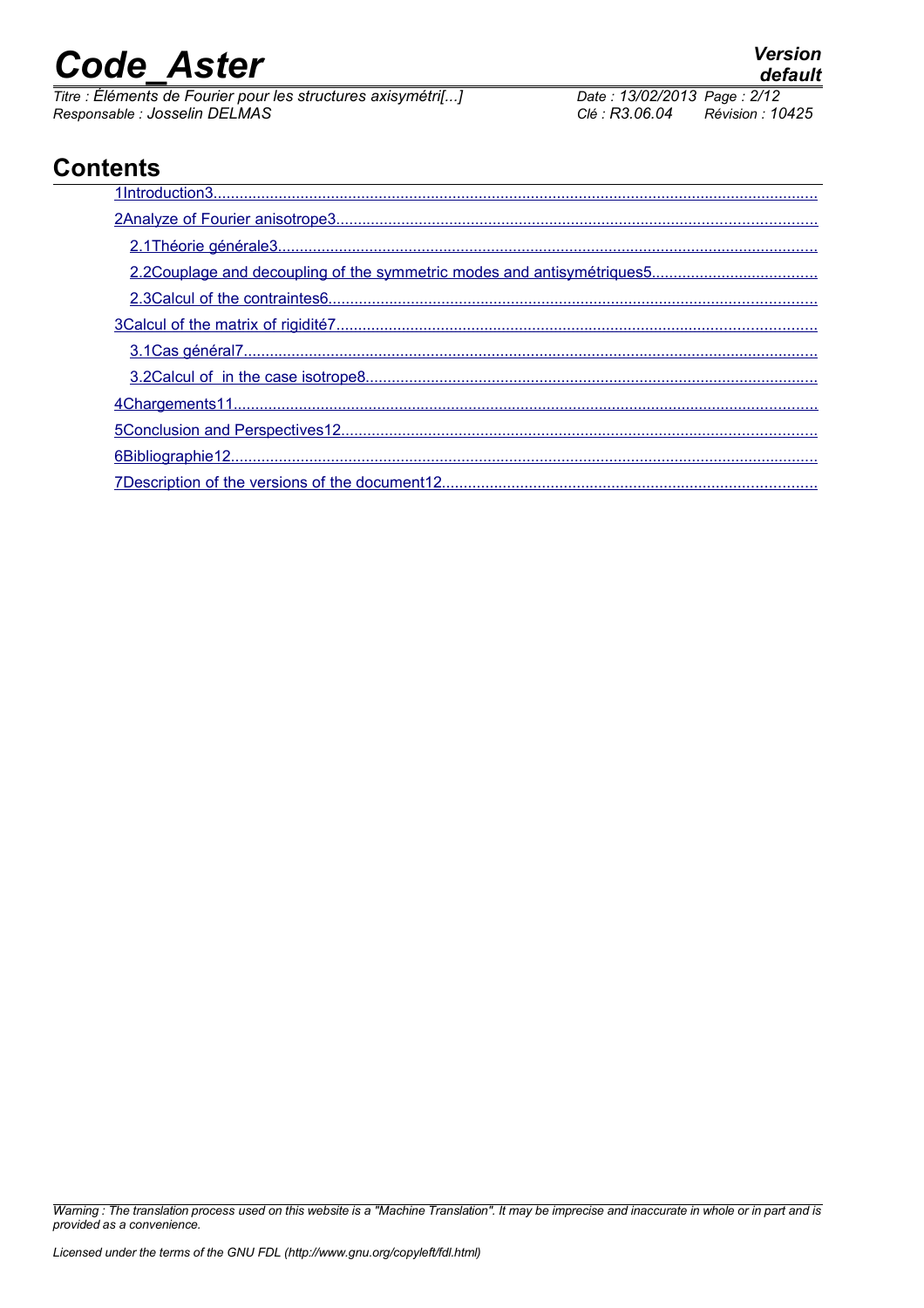# Contents

1Introduction3

2Analyze of Fourier anisotrope3

2.1Théorie générale3

2.2Couplage and decoupling of the symmetric modes and antisymétriques5

2.3Calcul of the contraintes6

3Calcul of the matrix of rigidité7

3.1Cas général7

3.2Calcul of  in the case isotrope8

4Chargements11

5Conclusion and Perspectives12

6Bibliographie12

7Description of the versions of the document12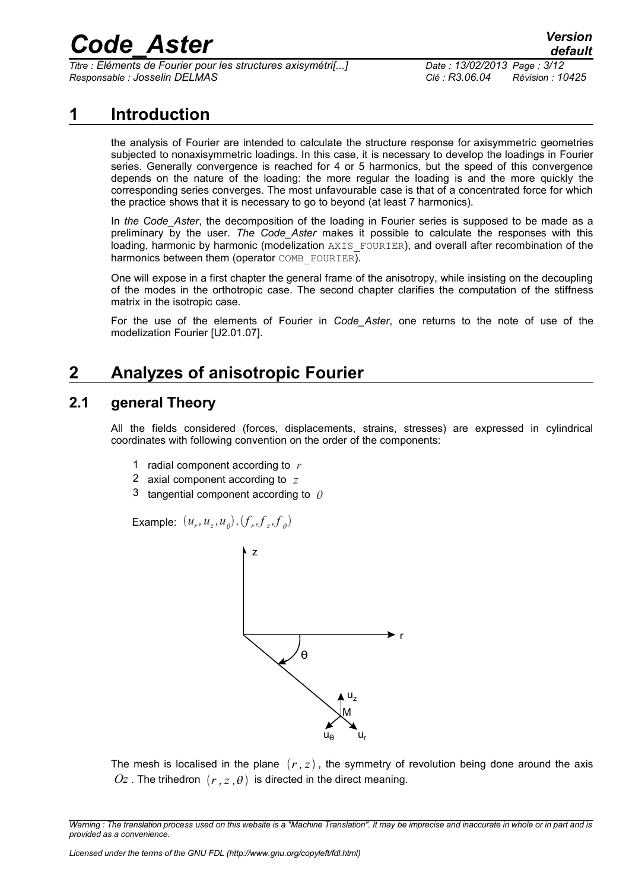# 1 Introduction

the analysis of Fourier are intended to calculate the structure response for axisymmetric geometries subjected to nonaxisymmetric loadings. In this case, it is necessary to develop the loadings in Fourier series. Generally convergence is reached for 4 or 5 harmonics, but the speed of this convergence depends on the nature of the loading: the more regular the loading is and the more quickly the corresponding series converges. The most unfavourable case is that of a concentrated force for which the practice shows that it is necessary to go to beyond (at least 7 harmonics).

In *the Code_Aster*, the decomposition of the loading in Fourier series is supposed to be made as a preliminary by the user. *The Code_Aster* makes it possible to calculate the responses with this loading, harmonic by harmonic (modelization `AXIS_FOURIER`), and overall after recombination of the harmonics between them (operator `COMB_FOURIER`).

One will expose in a first chapter the general frame of the anisotropy, while insisting on the decoupling of the modes in the orthotropic case. The second chapter clarifies the computation of the stiffness matrix in the isotropic case.

For the use of the elements of Fourier in *Code_Aster*, one returns to the note of use of the modelization Fourier [U2.01.07].

# 2 Analyzes of anisotropic Fourier

## 2.1 general Theory

All the fields considered (forces, displacements, strains, stresses) are expressed in cylindrical coordinates with following convention on the order of the components:

1. radial component according to $r$
2. axial component according to $z$
3. tangential component according to $\theta$

Example: $(u_r, u_z, u_\theta), (f_r, f_z, f_\theta)$

The mesh is localised in the plane $(r, z)$, the symmetry of revolution being done around the axis $Oz$. The trihedron $(r, z, \theta)$ is directed in the direct meaning.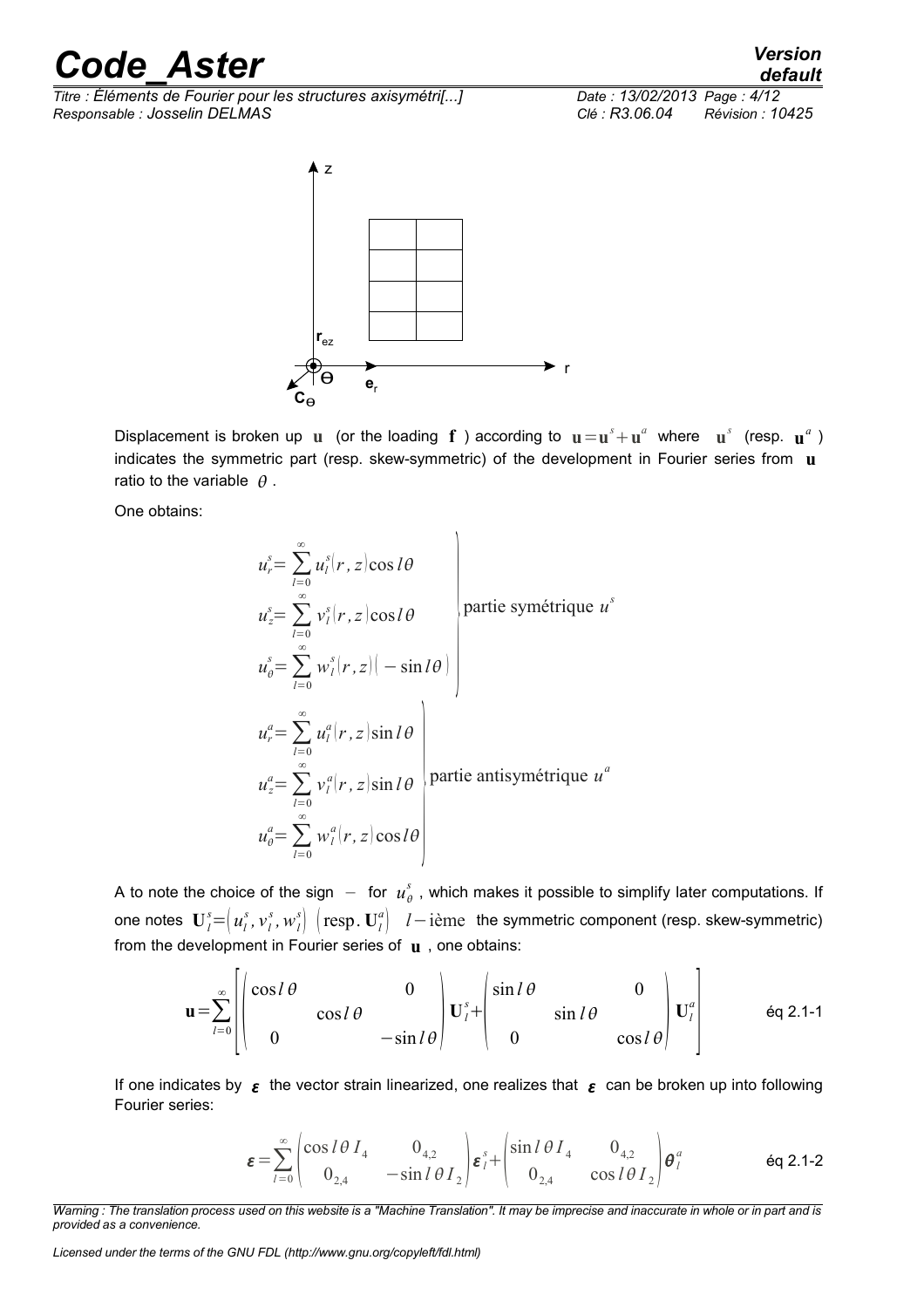Displacement is broken up $\mathbf{u}$ (or the loading $\mathbf{f}$ ) according to $\mathbf{u}=\mathbf{u}^s+\mathbf{u}^a$ where $\mathbf{u}^s$ (resp. $\mathbf{u}^a$ ) indicates the symmetric part (resp. skew-symmetric) of the development in Fourier series from $\mathbf{u}$ ratio to the variable $\theta$ .

One obtains:

$$
\left.
\begin{aligned}
u_r^s &= \sum_{l=0}^{\infty} u_l^s(r,z)\cos l\theta \\
u_z^s &= \sum_{l=0}^{\infty} v_l^s(r,z)\cos l\theta \\
u_\theta^s &= \sum_{l=0}^{\infty} w_l^s(r,z)(-\sin l\theta)
\end{aligned}
\right\} \text{partie symétrique } u^s
$$

$$
\left.
\begin{aligned}
u_r^a &= \sum_{l=0}^{\infty} u_l^a(r,z)\sin l\theta \\
u_z^a &= \sum_{l=0}^{\infty} v_l^a(r,z)\sin l\theta \\
u_\theta^a &= \sum_{l=0}^{\infty} w_l^a(r,z)\cos l\theta
\end{aligned}
\right\} \text{partie antisymétrique } u^a
$$

A to note the choice of the sign $-$ for $u_\theta^s$ , which makes it possible to simplify later computations. If one notes $\mathbf{U}_l^s=\left(u_l^s, v_l^s, w_l^s\right)$ $\left(\text{resp. } \mathbf{U}_l^a\right)$ $l-\text{ième}$ the symmetric component (resp. skew-symmetric) from the development in Fourier series of $\mathbf{u}$ , one obtains:

$$
\mathbf{u}=\sum_{l=0}^{\infty}\left[\begin{pmatrix}\cos l\theta & & 0\\ & \cos l\theta & \\ 0 & & -\sin l\theta\end{pmatrix}\mathbf{U}_l^s+\begin{pmatrix}\sin l\theta & & 0\\ & \sin l\theta & \\ 0 & & \cos l\theta\end{pmatrix}\mathbf{U}_l^a\right] \qquad \text{éq 2.1-1}
$$

If one indicates by $\boldsymbol{\varepsilon}$ the vector strain linearized, one realizes that $\boldsymbol{\varepsilon}$ can be broken up into following Fourier series:

$$
\boldsymbol{\varepsilon}=\sum_{l=0}^{\infty}\begin{pmatrix}\cos l\theta\, I_4 & 0_{4,2}\\ 0_{2,4} & -\sin l\theta\, I_2\end{pmatrix}\boldsymbol{\varepsilon}_l^s+\begin{pmatrix}\sin l\theta\, I_4 & 0_{4,2}\\ 0_{2,4} & \cos l\theta\, I_2\end{pmatrix}\boldsymbol{\theta}_l^a \qquad \text{éq 2.1-2}
$$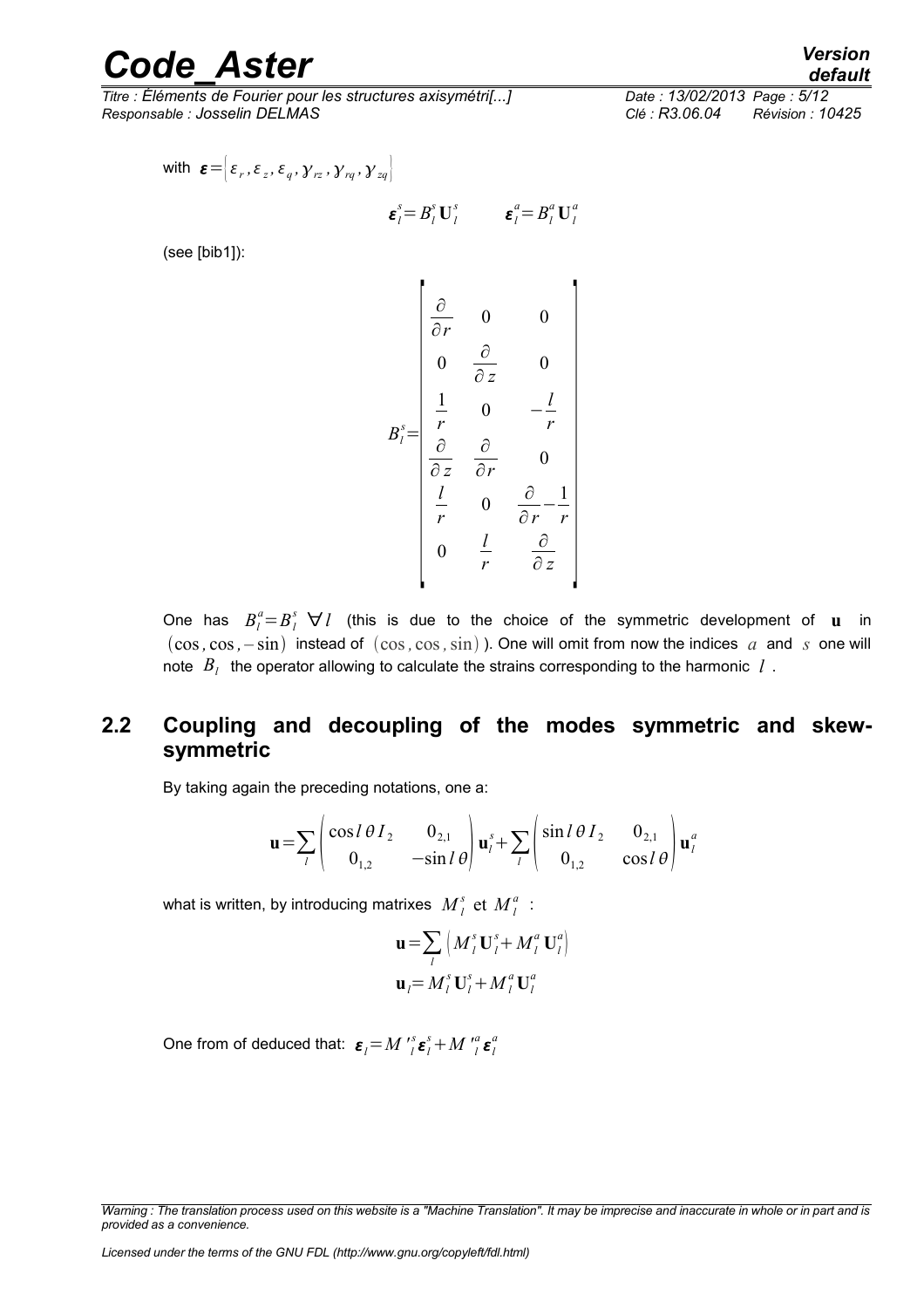with $\boldsymbol{\varepsilon}=\left[\varepsilon_r, \varepsilon_z, \varepsilon_q, \gamma_{rz}, \gamma_{rq}, \gamma_{zq}\right]$

$$\boldsymbol{\varepsilon}_l^s = B_l^s \mathbf{U}_l^s \qquad \boldsymbol{\varepsilon}_l^a = B_l^a \mathbf{U}_l^a$$

(see [bib1]):

$$B_l^s = \begin{bmatrix} \frac{\partial}{\partial r} & 0 & 0 \\ 0 & \frac{\partial}{\partial z} & 0 \\ \frac{1}{r} & 0 & -\frac{l}{r} \\ \frac{\partial}{\partial z} & \frac{\partial}{\partial r} & 0 \\ \frac{l}{r} & 0 & \frac{\partial}{\partial r} - \frac{1}{r} \\ 0 & \frac{l}{r} & \frac{\partial}{\partial z} \end{bmatrix}$$

One has $B_l^a = B_l^s \ \forall l$ (this is due to the choice of the symmetric development of $\mathbf{u}$ in $(\cos, \cos, -\sin)$ instead of $(\cos, \cos, \sin)$ ). One will omit from now the indices $a$ and $s$ one will note $B_l$ the operator allowing to calculate the strains corresponding to the harmonic $l$ .

## 2.2 Coupling and decoupling of the modes symmetric and skew-symmetric

By taking again the preceding notations, one a:

$$\mathbf{u} = \sum_l \begin{pmatrix} \cos l\,\theta\, I_2 & 0_{2,1} \\ 0_{1,2} & -\sin l\,\theta \end{pmatrix} \mathbf{u}_l^s + \sum_l \begin{pmatrix} \sin l\,\theta\, I_2 & 0_{2,1} \\ 0_{1,2} & \cos l\,\theta \end{pmatrix} \mathbf{u}_l^a$$

what is written, by introducing matrixes $M_l^s$ et $M_l^a$ :

$$\mathbf{u} = \sum_l \left( M_l^s \mathbf{U}_l^s + M_l^a \mathbf{U}_l^a \right)$$

$$\mathbf{u}_l = M_l^s \mathbf{U}_l^s + M_l^a \mathbf{U}_l^a$$

One from of deduced that: $\boldsymbol{\varepsilon}_l = M'^s_l \boldsymbol{\varepsilon}_l^s + M'^a_l \boldsymbol{\varepsilon}_l^a$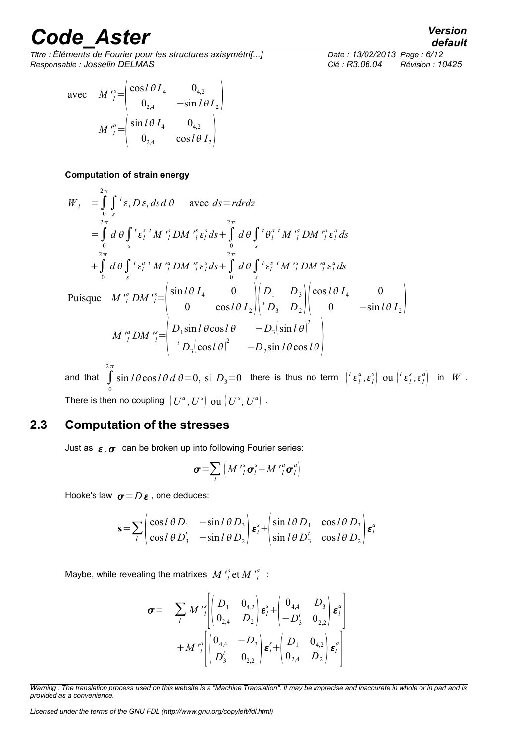avec
$$M'^{s}_{l}=\begin{pmatrix}\cos l\theta\, I_4 & 0_{4,2}\\ 0_{2,4} & -\sin l\theta\, I_2\end{pmatrix}$$

$$M'^{a}_{l}=\begin{pmatrix}\sin l\theta\, I_4 & 0_{4,2}\\ 0_{2,4} & \cos l\theta\, I_2\end{pmatrix}$$

**Computation of strain energy**

$$\begin{aligned}
W_l &= \int_0^{2\pi}\int_s {}^t\varepsilon_l D\,\varepsilon_l\, ds\, d\theta \qquad \text{avec } ds = r dr dz\\
&= \int_0^{2\pi} d\theta \int_s {}^t\varepsilon_l^{s}\,{}^tM'^{s}_{l} D M'^{s}_{l}\varepsilon_l^{s} ds + \int_0^{2\pi} d\theta \int_s {}^t\theta_l^{a}\,{}^tM'^{a}_{l} D M'^{a}_{l}\varepsilon_l^{a} ds\\
&+ \int_0^{2\pi} d\theta \int_s {}^t\varepsilon_l^{a}\,{}^tM'^{a}_{l} D M'^{s}_{l}\varepsilon_l^{s} ds + \int_0^{2\pi} d\theta \int_s {}^t\varepsilon_l^{s}\,{}^tM'^{s}_{l} D M'^{a}_{l}\varepsilon_l^{a} ds
\end{aligned}$$

Puisque
$$M'^{a}_{l} D M'^{s}_{l}=\begin{pmatrix}\sin l\theta\, I_4 & 0\\ 0 & \cos l\theta\, I_2\end{pmatrix}\begin{pmatrix}D_1 & D_3\\ {}^tD_3 & D_2\end{pmatrix}\begin{pmatrix}\cos l\theta\, I_4 & 0\\ 0 & -\sin l\theta\, I_2\end{pmatrix}$$

$$M'^{a}_{l} D M'^{s}_{l}=\begin{pmatrix}D_1\sin l\theta\cos l\theta & -D_3(\sin l\theta)^2\\ {}^tD_3(\cos l\theta)^2 & -D_2\sin l\theta\cos l\theta\end{pmatrix}$$

and that $\int_0^{2\pi}\sin l\theta\cos l\theta\, d\theta=0,\ \text{si } D_3=0$ there is thus no term $\left({}^t\varepsilon_l^{a},\varepsilon_l^{s}\right)$ ou $\left({}^t\varepsilon_l^{s},\varepsilon_l^{a}\right)$ in $W$. There is then no coupling $\left(U^a, U^s\right)$ ou $\left(U^s, U^a\right)$.

## 2.3 Computation of the stresses

Just as $\boldsymbol{\varepsilon}$, $\boldsymbol{\sigma}$ can be broken up into following Fourier series:

$$\boldsymbol{\sigma}=\sum_l\left(M'^{s}_{l}\boldsymbol{\sigma}_l^{s}+M'^{a}_{l}\boldsymbol{\sigma}_l^{a}\right)$$

Hooke's law $\boldsymbol{\sigma}=D\boldsymbol{\varepsilon}$, one deduces:

$$\mathbf{s}=\sum_l\begin{pmatrix}\cos l\theta\, D_1 & -\sin l\theta\, D_3\\ \cos l\theta\, D_3^t & -\sin l\theta\, D_2\end{pmatrix}\boldsymbol{\varepsilon}_l^{s}+\begin{pmatrix}\sin l\theta\, D_1 & \cos l\theta\, D_3\\ \sin l\theta\, D_3^t & \cos l\theta\, D_2\end{pmatrix}\boldsymbol{\varepsilon}_l^{a}$$

Maybe, while revealing the matrixes $M'^{s}_{l}$ et $M'^{a}_{l}$ :

$$\begin{aligned}
\boldsymbol{\sigma}= &\sum_l M'^{s}_{l}\left[\begin{pmatrix}D_1 & 0_{4,2}\\ 0_{2,4} & D_2\end{pmatrix}\boldsymbol{\varepsilon}_l^{s}+\begin{pmatrix}0_{4,4} & D_3\\ -D_3^t & 0_{2,2}\end{pmatrix}\boldsymbol{\varepsilon}_l^{a}\right]\\
&+M'^{a}_{l}\left[\begin{pmatrix}0_{4,4} & -D_3\\ D_3^t & 0_{2,2}\end{pmatrix}\boldsymbol{\varepsilon}_l^{s}+\begin{pmatrix}D_1 & 0_{4,2}\\ 0_{2,4} & D_2\end{pmatrix}\boldsymbol{\varepsilon}_l^{a}\right]
\end{aligned}$$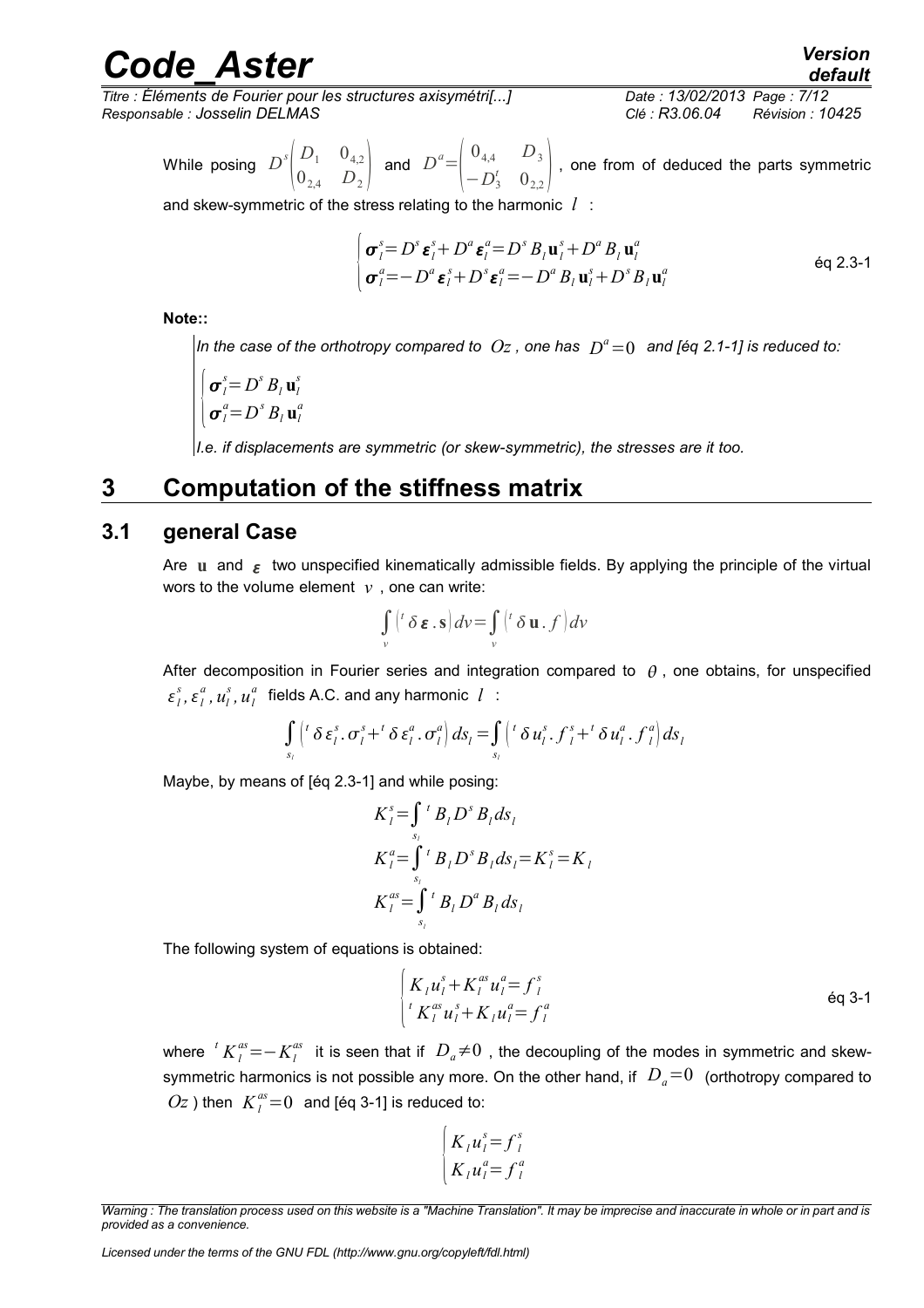While posing $D^s\begin{pmatrix} D_1 & 0_{4,2} \\ 0_{2,4} & D_2 \end{pmatrix}$ and $D^a=\begin{pmatrix} 0_{4,4} & D_3 \\ -D_3^t & 0_{2,2} \end{pmatrix}$, one from of deduced the parts symmetric and skew-symmetric of the stress relating to the harmonic $l$ :

$$\begin{cases} \boldsymbol{\sigma}_l^s = D^s \boldsymbol{\varepsilon}_l^s + D^a \boldsymbol{\varepsilon}_l^a = D^s B_l \mathbf{u}_l^s + D^a B_l \mathbf{u}_l^a \\ \boldsymbol{\sigma}_l^a = -D^a \boldsymbol{\varepsilon}_l^s + D^s \boldsymbol{\varepsilon}_l^a = -D^a B_l \mathbf{u}_l^s + D^s B_l \mathbf{u}_l^a \end{cases} \qquad \text{éq 2.3-1}$$

**Note::**

*In the case of the orthotropy compared to $Oz$, one has $D^a=0$ and [éq 2.1-1] is reduced to:*

$$\begin{cases} \boldsymbol{\sigma}_l^s = D^s B_l \mathbf{u}_l^s \\ \boldsymbol{\sigma}_l^a = D^s B_l \mathbf{u}_l^a \end{cases}$$

*I.e. if displacements are symmetric (or skew-symmetric), the stresses are it too.*

# 3 Computation of the stiffness matrix

## 3.1 general Case

Are $\mathbf{u}$ and $\boldsymbol{\varepsilon}$ two unspecified kinematically admissible fields. By applying the principle of the virtual wors to the volume element $v$, one can write:

$$\int_v \left( {}^t \delta \boldsymbol{\varepsilon} . \mathbf{s} \right) dv = \int_v \left( {}^t \delta \mathbf{u} . f \right) dv$$

After decomposition in Fourier series and integration compared to $\theta$, one obtains, for unspecified $\varepsilon_l^s, \varepsilon_l^a, u_l^s, u_l^a$ fields A.C. and any harmonic $l$ :

$$\int_{s_l} \left( {}^t \delta \varepsilon_l^s . \sigma_l^s + {}^t \delta \varepsilon_l^a . \sigma_l^a \right) ds_l = \int_{s_l} \left( {}^t \delta u_l^s . f_l^s + {}^t \delta u_l^a . f_l^a \right) ds_l$$

Maybe, by means of [éq 2.3-1] and while posing:

$$K_l^s = \int_{s_l} {}^t B_l D^s B_l ds_l$$

$$K_l^a = \int_{s_l} {}^t B_l D^s B_l ds_l = K_l^s = K_l$$

$$K_l^{as} = \int_{s_l} {}^t B_l D^a B_l ds_l$$

The following system of equations is obtained:

$$\begin{cases} K_l u_l^s + K_l^{as} u_l^a = f_l^s \\ {}^t K_l^{as} u_l^s + K_l u_l^a = f_l^a \end{cases} \qquad \text{éq 3-1}$$

where ${}^t K_l^{as} = -K_l^{as}$ it is seen that if $D_a \neq 0$, the decoupling of the modes in symmetric and skew-symmetric harmonics is not possible any more. On the other hand, if $D_a = 0$ (orthotropy compared to $Oz$) then $K_l^{as} = 0$ and [éq 3-1] is reduced to:

$$\begin{cases} K_l u_l^s = f_l^s \\ K_l u_l^a = f_l^a \end{cases}$$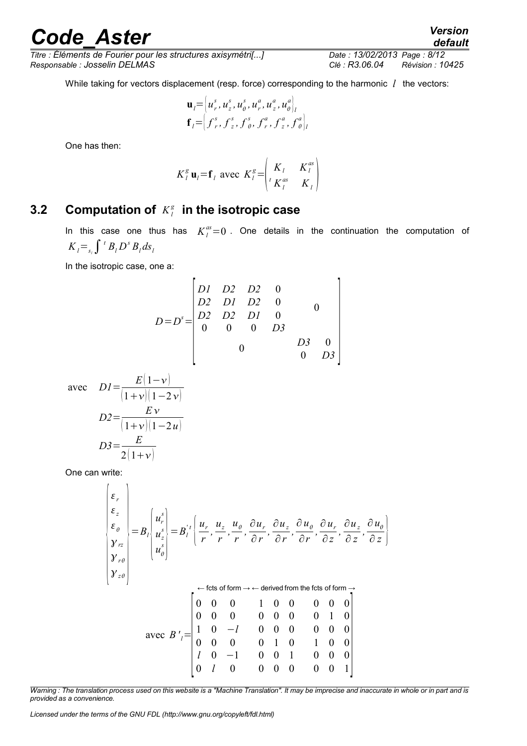While taking for vectors displacement (resp. force) corresponding to the harmonic $l$ the vectors:

$$\mathbf{u}_l = \left\{ u_r^s, u_z^s, u_\theta^s, u_r^a, u_z^a, u_\theta^a \right\}_l$$
$$\mathbf{f}_l = \left\{ f_r^s, f_z^s, f_\theta^s, f_r^a, f_z^a, f_\theta^a \right\}_l$$

One has then:

$$K_l^g \mathbf{u}_l = \mathbf{f}_l \text{ avec } K_l^g = \begin{pmatrix} K_l & K_l^{as} \\ {}^t K_l^{as} & K_l \end{pmatrix}$$

## 3.2 Computation of $K_l^g$ in the isotropic case

In this case one thus has $K_l^{as} = 0$. One details in the continuation the computation of $K_l = {}_{s_l}\int {}^t B_l D^s B_l ds_l$

In the isotropic case, one a:

$$D = D^s = \begin{bmatrix} D1 & D2 & D2 & 0 & & \\ D2 & D1 & D2 & 0 & & 0 \\ D2 & D2 & D1 & 0 & & \\ 0 & 0 & 0 & D3 & & \\ & & 0 & & D3 & 0 \\ & & & & 0 & D3 \end{bmatrix}$$

$$\text{avec} \quad D1 = \frac{E(1-\nu)}{(1+\nu)(1-2\nu)}$$
$$D2 = \frac{E\nu}{(1+\nu)(1-2u)}$$
$$D3 = \frac{E}{2(1+\nu)}$$

One can write:

$$\begin{Bmatrix} \varepsilon_r \\ \varepsilon_z \\ \varepsilon_\theta \\ \gamma_{rz} \\ \gamma_{r\theta} \\ \gamma_{z\theta} \end{Bmatrix} = B_l \begin{Bmatrix} u_r^s \\ u_z^s \\ u_\theta^s \end{Bmatrix} = B_l'^{\,t} \left\{ \frac{u_r}{r}, \frac{u_z}{r}, \frac{u_\theta}{r}, \frac{\partial u_r}{\partial r}, \frac{\partial u_z}{\partial r}, \frac{\partial u_\theta}{\partial r}, \frac{\partial u_r}{\partial z}, \frac{\partial u_z}{\partial z}, \frac{\partial u_\theta}{\partial z} \right\}$$

$$\text{avec } B'_l = \overset{\leftarrow \text{ fcts of form } \rightarrow \;\leftarrow \text{ derived from the fcts of form } \rightarrow}{\begin{bmatrix} 0 & 0 & 0 & 1 & 0 & 0 & 0 & 0 & 0 \\ 0 & 0 & 0 & 0 & 0 & 0 & 0 & 1 & 0 \\ 1 & 0 & -l & 0 & 0 & 0 & 0 & 0 & 0 \\ 0 & 0 & 0 & 0 & 1 & 0 & 1 & 0 & 0 \\ l & 0 & -1 & 0 & 0 & 1 & 0 & 0 & 0 \\ 0 & l & 0 & 0 & 0 & 0 & 0 & 0 & 1 \end{bmatrix}}$$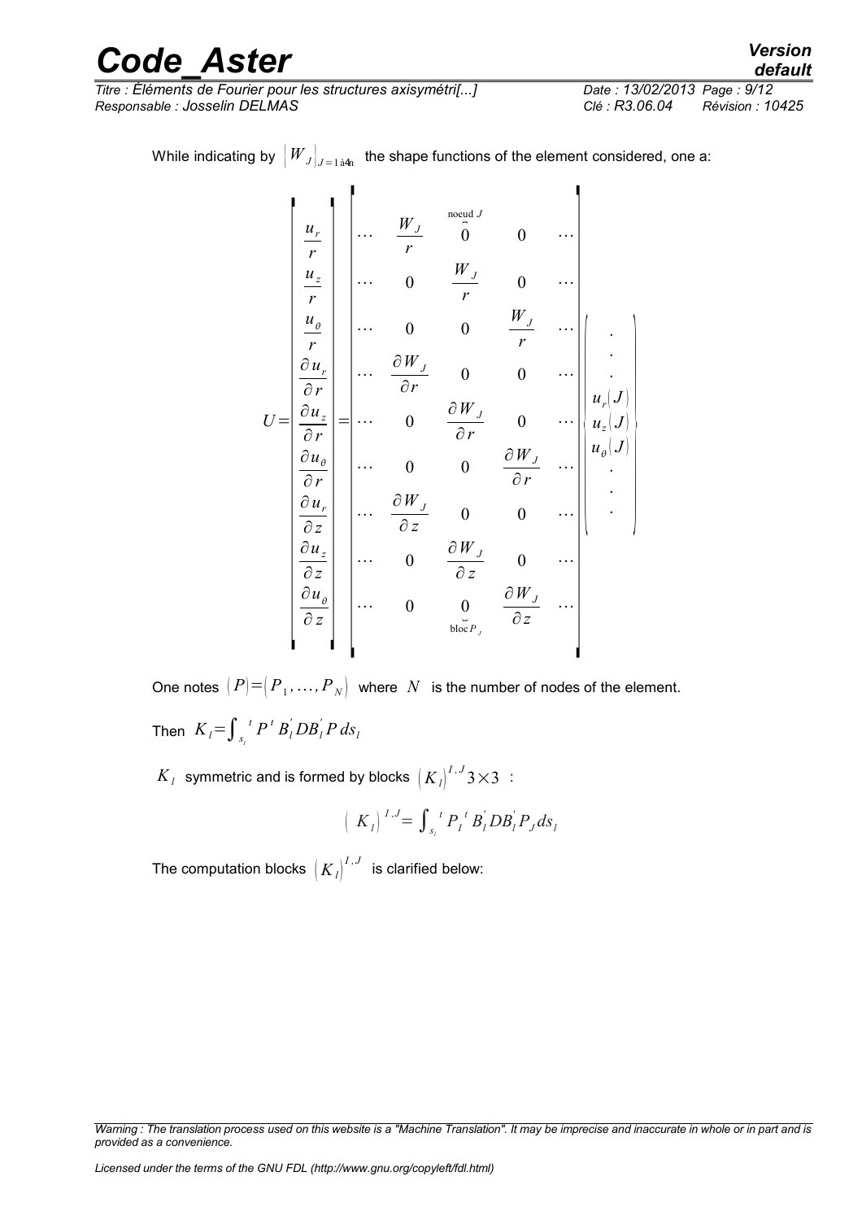While indicating by $\{W_J\}_{J=1 \text{ à } 4n}$ the shape functions of the element considered, one a:

$$
U = \begin{bmatrix} \frac{u_r}{r} \\ \frac{u_z}{r} \\ \frac{u_\theta}{r} \\ \frac{\partial u_r}{\partial r} \\ \frac{\partial u_z}{\partial r} \\ \frac{\partial u_\theta}{\partial r} \\ \frac{\partial u_r}{\partial z} \\ \frac{\partial u_z}{\partial z} \\ \frac{\partial u_\theta}{\partial z} \end{bmatrix} = \begin{bmatrix} \cdots & \frac{W_J}{r} & \overbrace{0}^{\text{noeud } J} & 0 & \cdots \\ \cdots & 0 & \frac{W_J}{r} & 0 & \cdots \\ \cdots & 0 & 0 & \frac{W_J}{r} & \cdots \\ \cdots & \frac{\partial W_J}{\partial r} & 0 & 0 & \cdots \\ \cdots & 0 & \frac{\partial W_J}{\partial r} & 0 & \cdots \\ \cdots & 0 & 0 & \frac{\partial W_J}{\partial r} & \cdots \\ \cdots & \frac{\partial W_J}{\partial z} & 0 & 0 & \cdots \\ \cdots & 0 & \frac{\partial W_J}{\partial z} & 0 & \cdots \\ \cdots & 0 & \underbrace{0}_{\text{bloc } P_J} & \frac{\partial W_J}{\partial z} & \cdots \end{bmatrix} \begin{pmatrix} \cdot \\ \cdot \\ \cdot \\ u_r(J) \\ u_z(J) \\ u_\theta(J) \\ \cdot \\ \cdot \\ \cdot \end{pmatrix}
$$

One notes $(P) = (P_1, \ldots, P_N)$ where $N$ is the number of nodes of the element.

Then $K_l = \int_{s_l} {}^t P^t B_l^{'} D B_l^{'} P \, ds_l$

$K_l$ symmetric and is formed by blocks $(K_l)^{I,J} 3 \times 3$ :

$$
(K_l)^{I,J} = \int_{s_l} {}^t P_I^t B_l^{'} D B_l^{'} P_J \, ds_l
$$

The computation blocks $(K_l)^{I,J}$ is clarified below: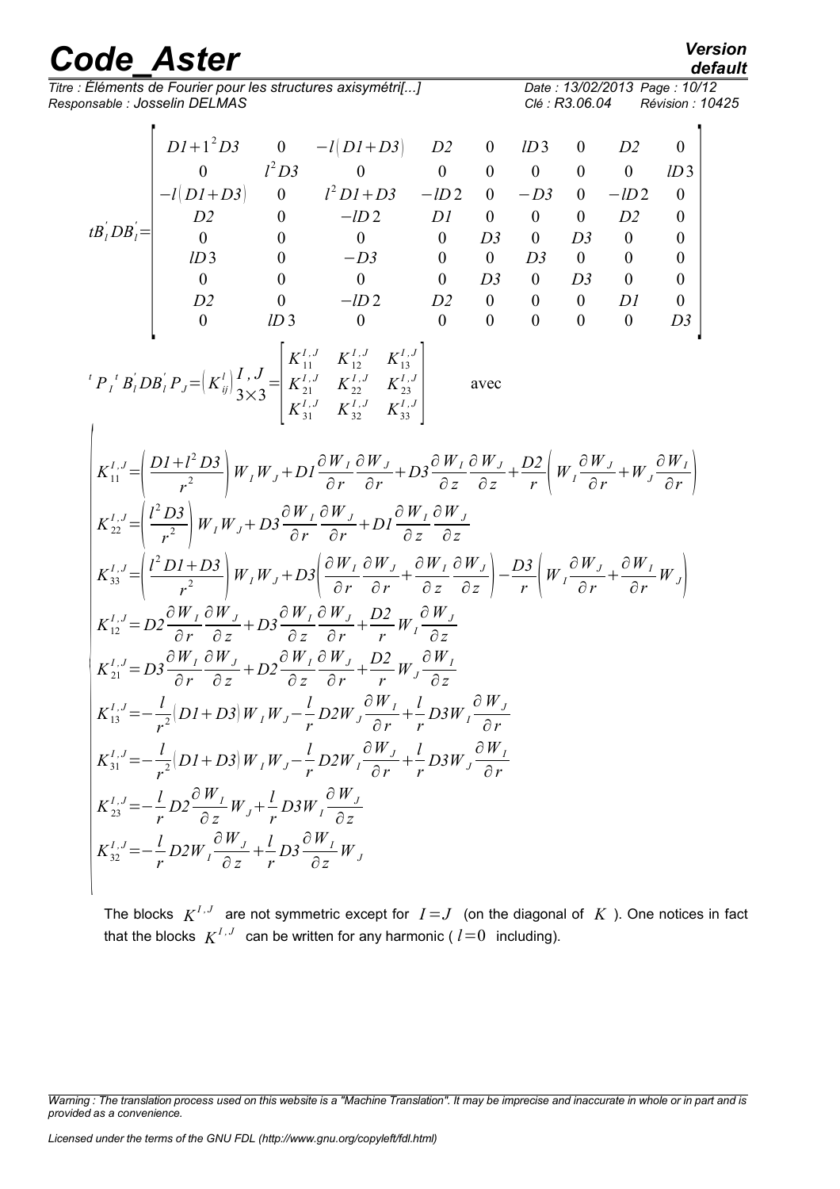$$
{}^tB_l^{'}DB_l^{'}=\begin{bmatrix}
D1+l^2D3 & 0 & -l(D1+D3) & D2 & 0 & lD3 & 0 & D2 & 0\\
0 & l^2D3 & 0 & 0 & 0 & 0 & 0 & 0 & lD3\\
-l(D1+D3) & 0 & l^2D1+D3 & -lD2 & 0 & -D3 & 0 & -lD2 & 0\\
D2 & 0 & -lD2 & D1 & 0 & 0 & 0 & D2 & 0\\
0 & 0 & 0 & 0 & D3 & 0 & D3 & 0 & 0\\
lD3 & 0 & -D3 & 0 & 0 & D3 & 0 & 0 & 0\\
0 & 0 & 0 & 0 & D3 & 0 & D3 & 0 & 0\\
D2 & 0 & -lD2 & D2 & 0 & 0 & 0 & D1 & 0\\
0 & lD3 & 0 & 0 & 0 & 0 & 0 & 0 & D3
\end{bmatrix}
$$

$$
{}^tP_I\,{}^tB_l^{'}DB_l^{'}P_J=\left(K_{ij}^l\right)_{3\times3}^{I,J}=\begin{bmatrix}
K_{11}^{I,J} & K_{12}^{I,J} & K_{13}^{I,J}\\
K_{21}^{I,J} & K_{22}^{I,J} & K_{23}^{I,J}\\
K_{31}^{I,J} & K_{32}^{I,J} & K_{33}^{I,J}
\end{bmatrix} \quad \text{avec}
$$

$$
\begin{cases}
K_{11}^{I,J}=\left(\dfrac{D1+l^2D3}{r^2}\right)W_IW_J+D1\dfrac{\partial W_I}{\partial r}\dfrac{\partial W_J}{\partial r}+D3\dfrac{\partial W_I}{\partial z}\dfrac{\partial W_J}{\partial z}+\dfrac{D2}{r}\left(W_I\dfrac{\partial W_J}{\partial r}+W_J\dfrac{\partial W_I}{\partial r}\right)\\
K_{22}^{I,J}=\left(\dfrac{l^2D3}{r^2}\right)W_IW_J+D3\dfrac{\partial W_I}{\partial r}\dfrac{\partial W_J}{\partial r}+D1\dfrac{\partial W_I}{\partial z}\dfrac{\partial W_J}{\partial z}\\
K_{33}^{I,J}=\left(\dfrac{l^2D1+D3}{r^2}\right)W_IW_J+D3\left(\dfrac{\partial W_I}{\partial r}\dfrac{\partial W_J}{\partial r}+\dfrac{\partial W_I}{\partial z}\dfrac{\partial W_J}{\partial z}\right)-\dfrac{D3}{r}\left(W_I\dfrac{\partial W_J}{\partial r}+\dfrac{\partial W_I}{\partial r}W_J\right)\\
K_{12}^{I,J}=D2\dfrac{\partial W_I}{\partial r}\dfrac{\partial W_J}{\partial z}+D3\dfrac{\partial W_I}{\partial z}\dfrac{\partial W_J}{\partial r}+\dfrac{D2}{r}W_I\dfrac{\partial W_J}{\partial z}\\
K_{21}^{I,J}=D3\dfrac{\partial W_I}{\partial r}\dfrac{\partial W_J}{\partial z}+D2\dfrac{\partial W_I}{\partial z}\dfrac{\partial W_J}{\partial r}+\dfrac{D2}{r}W_J\dfrac{\partial W_I}{\partial z}\\
K_{13}^{I,J}=-\dfrac{l}{r^2}(D1+D3)W_IW_J-\dfrac{l}{r}D2W_J\dfrac{\partial W_I}{\partial r}+\dfrac{l}{r}D3W_I\dfrac{\partial W_J}{\partial r}\\
K_{31}^{I,J}=-\dfrac{l}{r^2}(D1+D3)W_IW_J-\dfrac{l}{r}D2W_I\dfrac{\partial W_J}{\partial r}+\dfrac{l}{r}D3W_J\dfrac{\partial W_I}{\partial r}\\
K_{23}^{I,J}=-\dfrac{l}{r}D2\dfrac{\partial W_I}{\partial z}W_J+\dfrac{l}{r}D3W_I\dfrac{\partial W_J}{\partial z}\\
K_{32}^{I,J}=-\dfrac{l}{r}D2W_I\dfrac{\partial W_J}{\partial z}+\dfrac{l}{r}D3\dfrac{\partial W_I}{\partial z}W_J
\end{cases}
$$

The blocks $K^{I,J}$ are not symmetric except for $I=J$ (on the diagonal of $K$). One notices in fact that the blocks $K^{I,J}$ can be written for any harmonic ( $l=0$ including).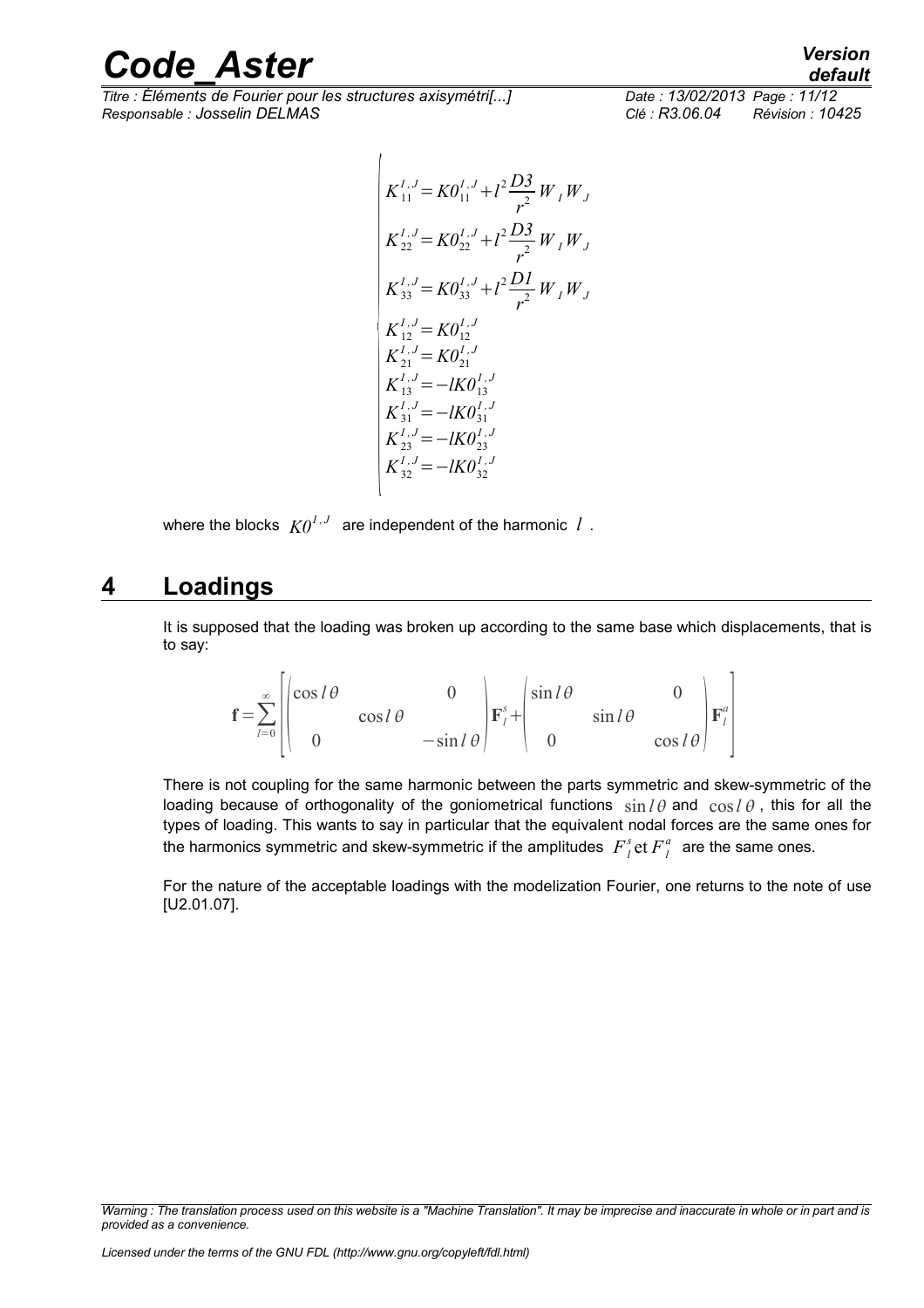$$
\left|
\begin{array}{l}
K_{11}^{I,J} = K0_{11}^{I,J} + l^2 \dfrac{D3}{r^2} W_I W_J \\
K_{22}^{I,J} = K0_{22}^{I,J} + l^2 \dfrac{D3}{r^2} W_I W_J \\
K_{33}^{I,J} = K0_{33}^{I,J} + l^2 \dfrac{D1}{r^2} W_I W_J \\
K_{12}^{I,J} = K0_{12}^{I,J} \\
K_{21}^{I,J} = K0_{21}^{I,J} \\
K_{13}^{I,J} = -lK0_{13}^{I,J} \\
K_{31}^{I,J} = -lK0_{31}^{I,J} \\
K_{23}^{I,J} = -lK0_{23}^{I,J} \\
K_{32}^{I,J} = -lK0_{32}^{I,J}
\end{array}
\right.
$$

where the blocks $K0^{I,J}$ are independent of the harmonic $l$.

# 4 Loadings

It is supposed that the loading was broken up according to the same base which displacements, that is to say:

$$
\mathbf{f} = \sum_{l=0}^{\infty} \left[ \begin{pmatrix} \cos l\theta & & 0 \\ & \cos l\theta & \\ 0 & & -\sin l\theta \end{pmatrix} \mathbf{F}_l^s + \begin{pmatrix} \sin l\theta & & 0 \\ & \sin l\theta & \\ 0 & & \cos l\theta \end{pmatrix} \mathbf{F}_l^a \right]
$$

There is not coupling for the same harmonic between the parts symmetric and skew-symmetric of the loading because of orthogonality of the goniometrical functions $\sin l\theta$ and $\cos l\theta$, this for all the types of loading. This wants to say in particular that the equivalent nodal forces are the same ones for the harmonics symmetric and skew-symmetric if the amplitudes $F_l^s$ et $F_l^a$ are the same ones.

For the nature of the acceptable loadings with the modelization Fourier, one returns to the note of use [U2.01.07].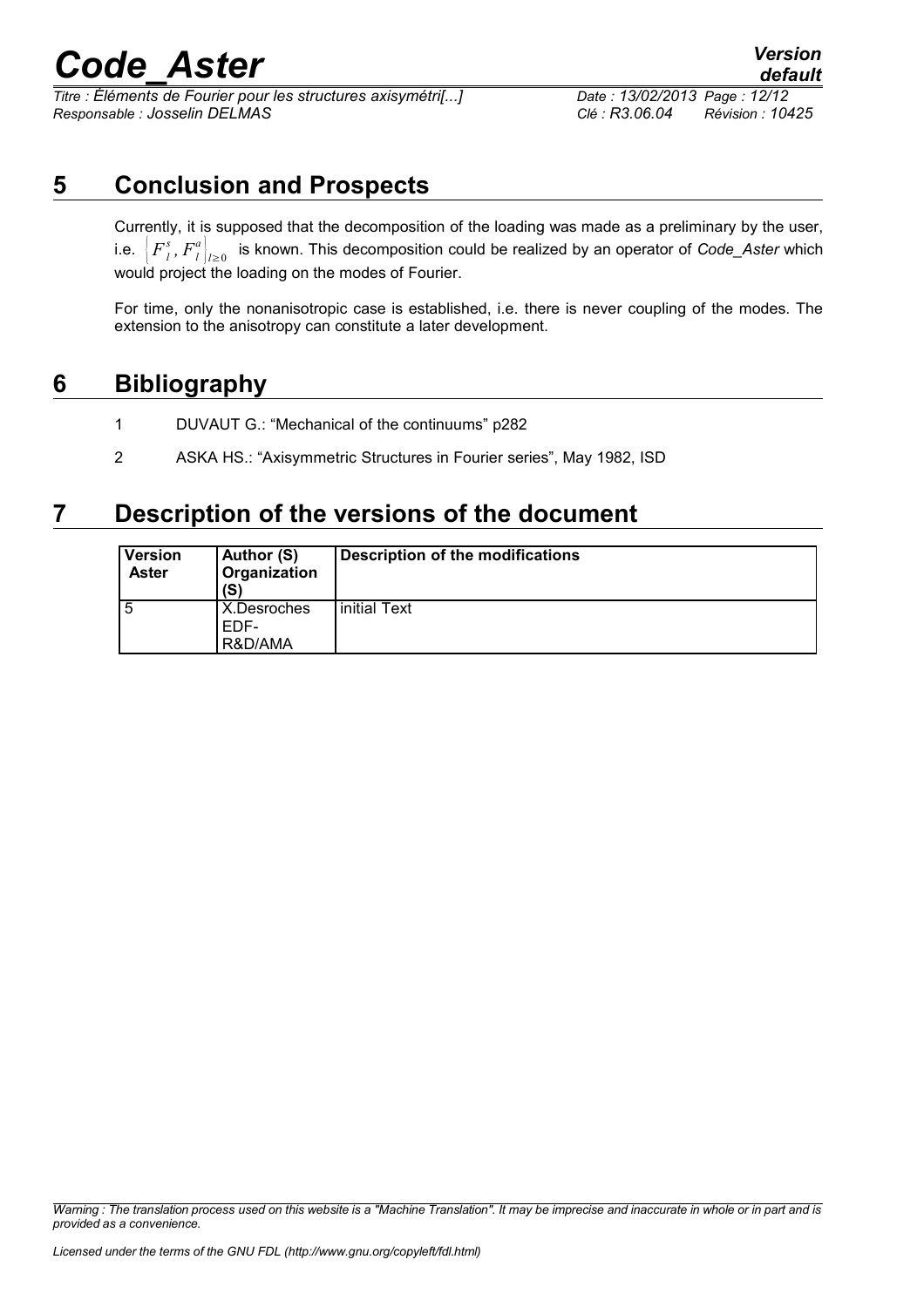## 5 Conclusion and Prospects

Currently, it is supposed that the decomposition of the loading was made as a preliminary by the user, i.e. $\left\{F_l^s, F_l^a\right\}_{l\geq 0}$ is known. This decomposition could be realized by an operator of *Code_Aster* which would project the loading on the modes of Fourier.

For time, only the nonanisotropic case is established, i.e. there is never coupling of the modes. The extension to the anisotropy can constitute a later development.

## 6 Bibliography

1. DUVAUT G.: "Mechanical of the continuums" p282
2. ASKA HS.: "Axisymmetric Structures in Fourier series", May 1982, ISD

## 7 Description of the versions of the document

| Version Aster | Author (S) Organization (S) | Description of the modifications |
|---|---|---|
| 5 | X.Desroches EDF-R&D/AMA | initial Text |